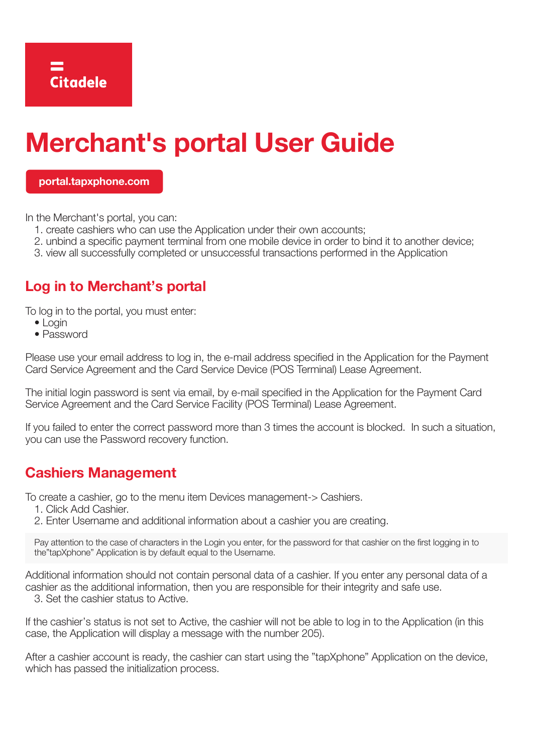Citadele

# Merchant's portal User Guide

**portal.tapxphone.com**

In the Merchant's portal, you can:

1. create cashiers who can use the Application under their own accounts;
2. unbind a specific payment terminal from one mobile device in order to bind it to another device;
3. view all successfully completed or unsuccessful transactions performed in the Application

## Log in to Merchant's portal

To log in to the portal, you must enter:

- Login
- Password

Please use your email address to log in, the e-mail address specified in the Application for the Payment Card Service Agreement and the Card Service Device (POS Terminal) Lease Agreement.

The initial login password is sent via email, by e-mail specified in the Application for the Payment Card Service Agreement and the Card Service Facility (POS Terminal) Lease Agreement.

If you failed to enter the correct password more than 3 times the account is blocked. In such a situation, you can use the Password recovery function.

## Cashiers Management

To create a cashier, go to the menu item Devices management-> Cashiers.

1. Click Add Cashier.
2. Enter Username and additional information about a cashier you are creating.

> Pay attention to the case of characters in the Login you enter, for the password for that cashier on the first logging in to the"tapXphone" Application is by default equal to the Username.

Additional information should not contain personal data of a cashier. If you enter any personal data of a cashier as the additional information, then you are responsible for their integrity and safe use.

3. Set the cashier status to Active.

If the cashier's status is not set to Active, the cashier will not be able to log in to the Application (in this case, the Application will display a message with the number 205).

After a cashier account is ready, the cashier can start using the "tapXphone" Application on the device, which has passed the initialization process.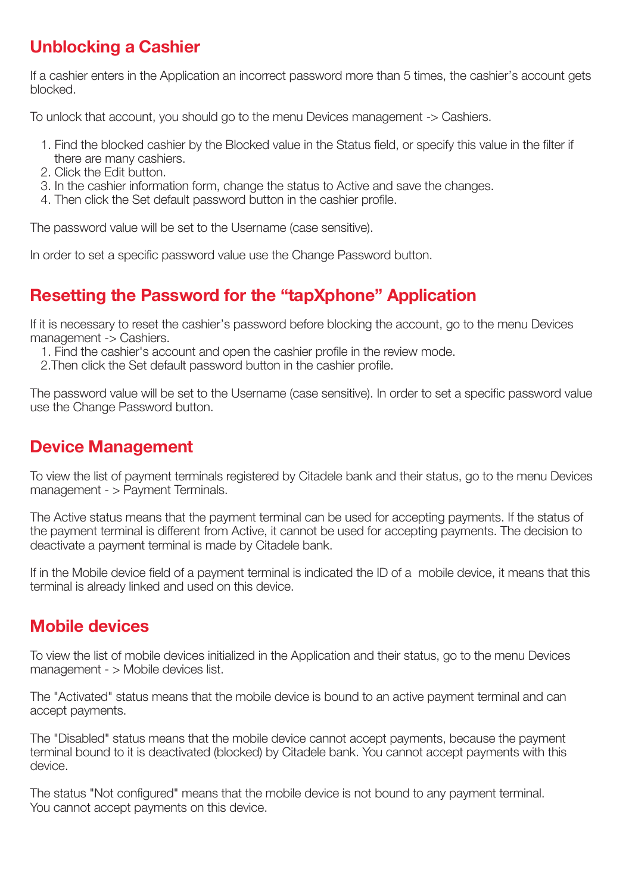## Unblocking a Cashier

If a cashier enters in the Application an incorrect password more than 5 times, the cashier's account gets blocked.

To unlock that account, you should go to the menu Devices management -> Cashiers.

1. Find the blocked cashier by the Blocked value in the Status field, or specify this value in the filter if there are many cashiers.
2. Click the Edit button.
3. In the cashier information form, change the status to Active and save the changes.
4. Then click the Set default password button in the cashier profile.

The password value will be set to the Username (case sensitive).

In order to set a specific password value use the Change Password button.

## Resetting the Password for the "tapXphone" Application

If it is necessary to reset the cashier's password before blocking the account, go to the menu Devices management -> Cashiers.

1. Find the cashier's account and open the cashier profile in the review mode.
2. Then click the Set default password button in the cashier profile.

The password value will be set to the Username (case sensitive). In order to set a specific password value use the Change Password button.

## Device Management

To view the list of payment terminals registered by Citadele bank and their status, go to the menu Devices management - > Payment Terminals.

The Active status means that the payment terminal can be used for accepting payments. If the status of the payment terminal is different from Active, it cannot be used for accepting payments. The decision to deactivate a payment terminal is made by Citadele bank.

If in the Mobile device field of a payment terminal is indicated the ID of a mobile device, it means that this terminal is already linked and used on this device.

## Mobile devices

To view the list of mobile devices initialized in the Application and their status, go to the menu Devices management - > Mobile devices list.

The "Activated" status means that the mobile device is bound to an active payment terminal and can accept payments.

The "Disabled" status means that the mobile device cannot accept payments, because the payment terminal bound to it is deactivated (blocked) by Citadele bank. You cannot accept payments with this device.

The status "Not configured" means that the mobile device is not bound to any payment terminal.
You cannot accept payments on this device.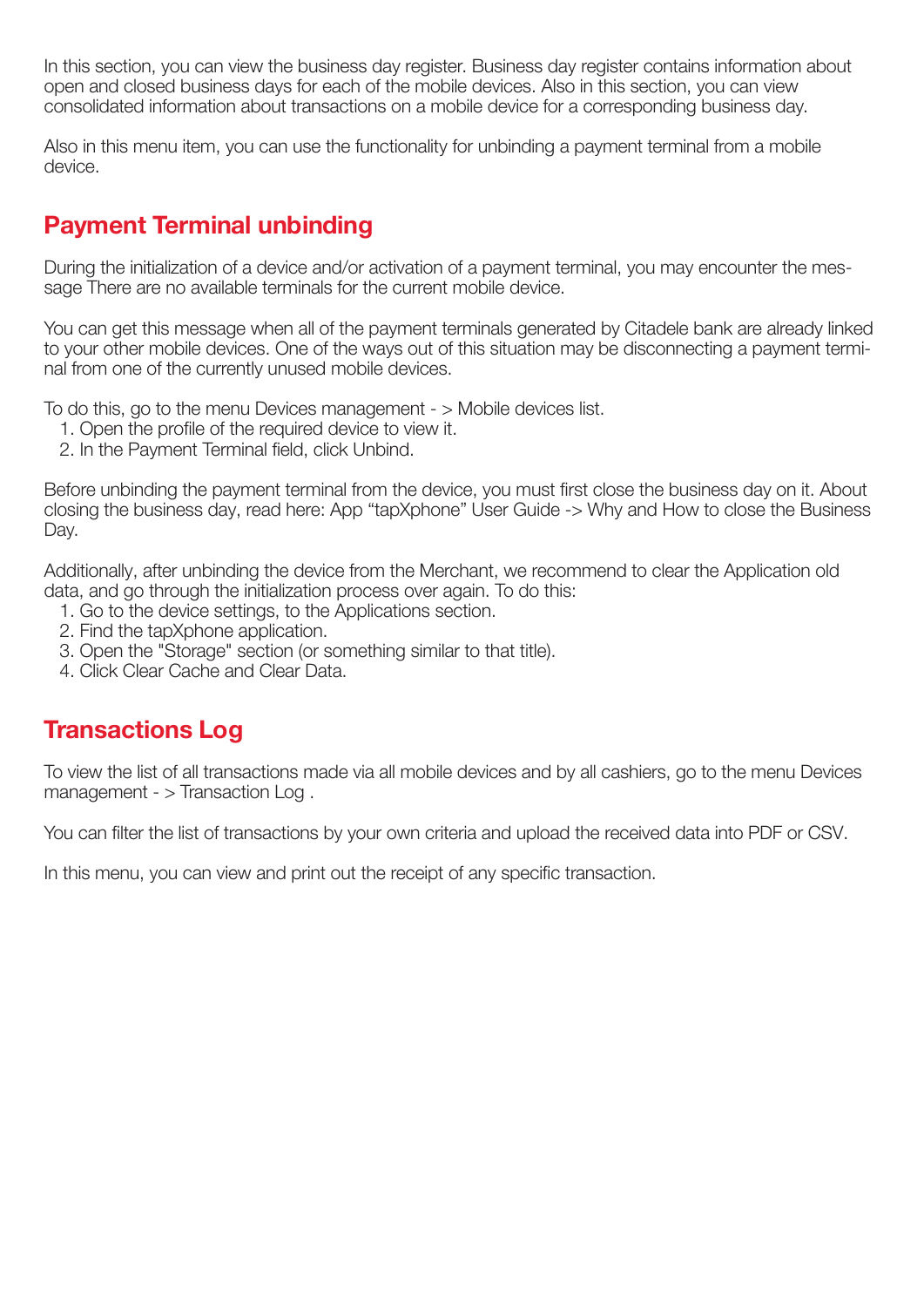In this section, you can view the business day register. Business day register contains information about open and closed business days for each of the mobile devices. Also in this section, you can view consolidated information about transactions on a mobile device for a corresponding business day.

Also in this menu item, you can use the functionality for unbinding a payment terminal from a mobile device.

## Payment Terminal unbinding

During the initialization of a device and/or activation of a payment terminal, you may encounter the message There are no available terminals for the current mobile device.

You can get this message when all of the payment terminals generated by Citadele bank are already linked to your other mobile devices. One of the ways out of this situation may be disconnecting a payment terminal from one of the currently unused mobile devices.

To do this, go to the menu Devices management - > Mobile devices list.

1. Open the profile of the required device to view it.
2. In the Payment Terminal field, click Unbind.

Before unbinding the payment terminal from the device, you must first close the business day on it. About closing the business day, read here: App “tapXphone” User Guide -> Why and How to close the Business Day.

Additionally, after unbinding the device from the Merchant, we recommend to clear the Application old data, and go through the initialization process over again. To do this:

1. Go to the device settings, to the Applications section.
2. Find the tapXphone application.
3. Open the "Storage" section (or something similar to that title).
4. Click Clear Cache and Clear Data.

## Transactions Log

To view the list of all transactions made via all mobile devices and by all cashiers, go to the menu Devices management - > Transaction Log .

You can filter the list of transactions by your own criteria and upload the received data into PDF or CSV.

In this menu, you can view and print out the receipt of any specific transaction.